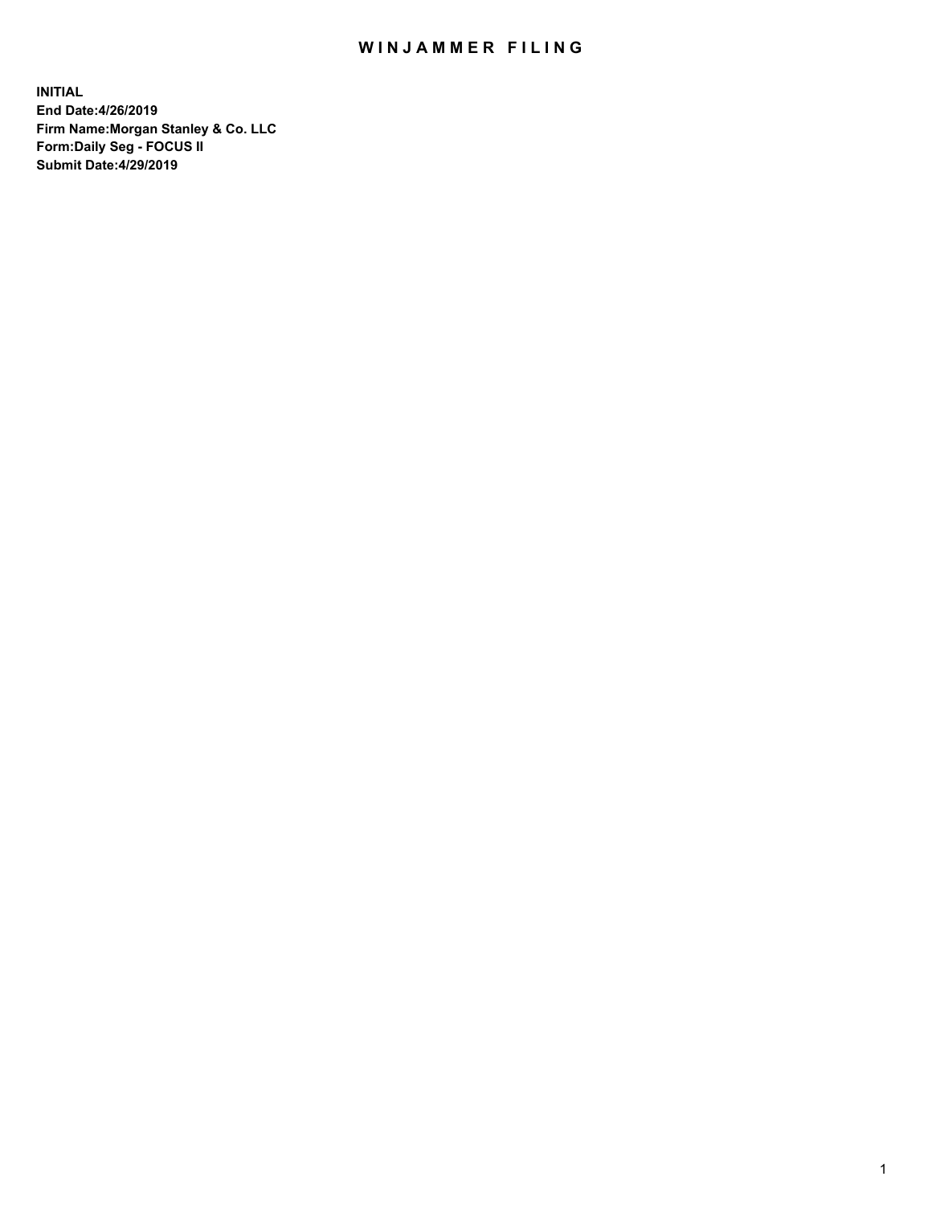# WINJAMMER FILING

**INITIAL**
**End Date:4/26/2019**
**Firm Name:Morgan Stanley & Co. LLC**
**Form:Daily Seg - FOCUS II**
**Submit Date:4/29/2019**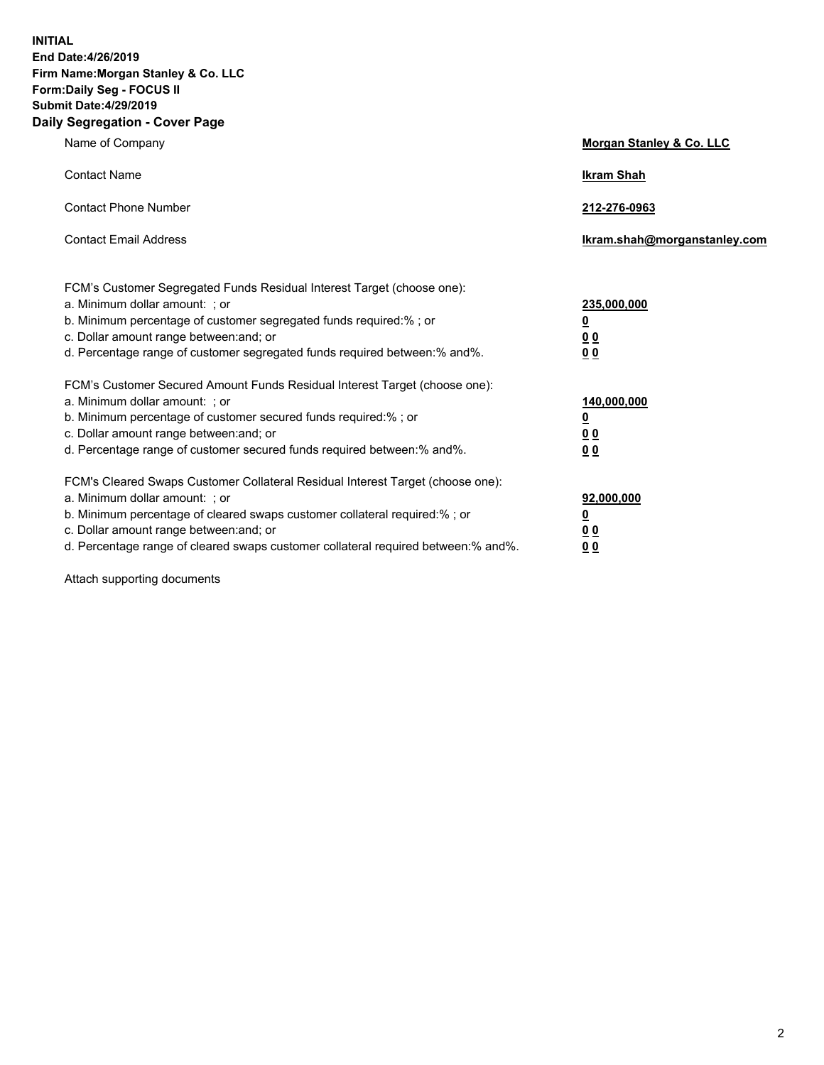**INITIAL**
**End Date:4/26/2019**
**Firm Name:Morgan Stanley & Co. LLC**
**Form:Daily Seg - FOCUS II**
**Submit Date:4/29/2019**

## Daily Segregation - Cover Page

| | |
|---|---|
| Name of Company | **Morgan Stanley & Co. LLC** |
| Contact Name | **Ikram Shah** |
| Contact Phone Number | **212-276-0963** |
| Contact Email Address | **Ikram.shah@morganstanley.com** |

| | |
|---|---|
| FCM's Customer Segregated Funds Residual Interest Target (choose one): | |
| a. Minimum dollar amount: ; or | **235,000,000** |
| b. Minimum percentage of customer segregated funds required:% ; or | **0** |
| c. Dollar amount range between:and; or | **0 0** |
| d. Percentage range of customer segregated funds required between:% and%. | **0 0** |
| FCM's Customer Secured Amount Funds Residual Interest Target (choose one): | |
| a. Minimum dollar amount: ; or | **140,000,000** |
| b. Minimum percentage of customer secured funds required:% ; or | **0** |
| c. Dollar amount range between:and; or | **0 0** |
| d. Percentage range of customer secured funds required between:% and%. | **0 0** |
| FCM's Cleared Swaps Customer Collateral Residual Interest Target (choose one): | |
| a. Minimum dollar amount: ; or | **92,000,000** |
| b. Minimum percentage of cleared swaps customer collateral required:% ; or | **0** |
| c. Dollar amount range between:and; or | **0 0** |
| d. Percentage range of cleared swaps customer collateral required between:% and%. | **0 0** |

Attach supporting documents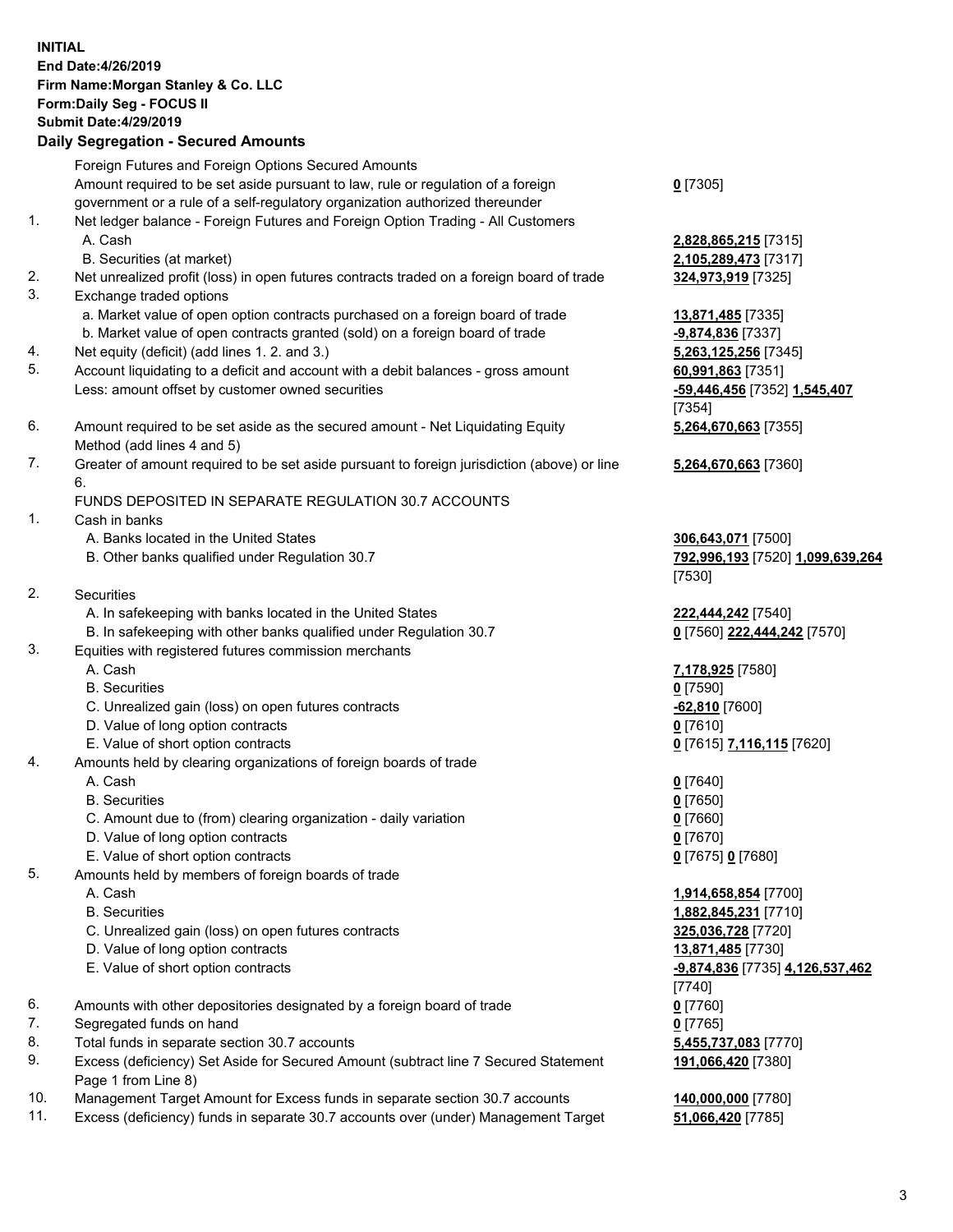**INITIAL**
**End Date:4/26/2019**
**Firm Name:Morgan Stanley & Co. LLC**
**Form:Daily Seg - FOCUS II**
**Submit Date:4/29/2019**

## Daily Segregation - Secured Amounts

| | | |
|---|---|---|
| | Foreign Futures and Foreign Options Secured Amounts | |
| | Amount required to be set aside pursuant to law, rule or regulation of a foreign government or a rule of a self-regulatory organization authorized thereunder | **0** [7305] |
| 1. | Net ledger balance - Foreign Futures and Foreign Option Trading - All Customers | |
| | A. Cash | **2,828,865,215** [7315] |
| | B. Securities (at market) | **2,105,289,473** [7317] |
| 2. | Net unrealized profit (loss) in open futures contracts traded on a foreign board of trade | **324,973,919** [7325] |
| 3. | Exchange traded options | |
| | a. Market value of open option contracts purchased on a foreign board of trade | **13,871,485** [7335] |
| | b. Market value of open contracts granted (sold) on a foreign board of trade | **-9,874,836** [7337] |
| 4. | Net equity (deficit) (add lines 1. 2. and 3.) | **5,263,125,256** [7345] |
| 5. | Account liquidating to a deficit and account with a debit balances - gross amount | **60,991,863** [7351] |
| | Less: amount offset by customer owned securities | **-59,446,456** [7352] **1,545,407** [7354] |
| 6. | Amount required to be set aside as the secured amount - Net Liquidating Equity Method (add lines 4 and 5) | **5,264,670,663** [7355] |
| 7. | Greater of amount required to be set aside pursuant to foreign jurisdiction (above) or line 6. | **5,264,670,663** [7360] |
| | FUNDS DEPOSITED IN SEPARATE REGULATION 30.7 ACCOUNTS | |
| 1. | Cash in banks | |
| | A. Banks located in the United States | **306,643,071** [7500] |
| | B. Other banks qualified under Regulation 30.7 | **792,996,193** [7520] **1,099,639,264** [7530] |
| 2. | Securities | |
| | A. In safekeeping with banks located in the United States | **222,444,242** [7540] |
| | B. In safekeeping with other banks qualified under Regulation 30.7 | **0** [7560] **222,444,242** [7570] |
| 3. | Equities with registered futures commission merchants | |
| | A. Cash | **7,178,925** [7580] |
| | B. Securities | **0** [7590] |
| | C. Unrealized gain (loss) on open futures contracts | **-62,810** [7600] |
| | D. Value of long option contracts | **0** [7610] |
| | E. Value of short option contracts | **0** [7615] **7,116,115** [7620] |
| 4. | Amounts held by clearing organizations of foreign boards of trade | |
| | A. Cash | **0** [7640] |
| | B. Securities | **0** [7650] |
| | C. Amount due to (from) clearing organization - daily variation | **0** [7660] |
| | D. Value of long option contracts | **0** [7670] |
| | E. Value of short option contracts | **0** [7675] **0** [7680] |
| 5. | Amounts held by members of foreign boards of trade | |
| | A. Cash | **1,914,658,854** [7700] |
| | B. Securities | **1,882,845,231** [7710] |
| | C. Unrealized gain (loss) on open futures contracts | **325,036,728** [7720] |
| | D. Value of long option contracts | **13,871,485** [7730] |
| | E. Value of short option contracts | **-9,874,836** [7735] **4,126,537,462** [7740] |
| 6. | Amounts with other depositories designated by a foreign board of trade | **0** [7760] |
| 7. | Segregated funds on hand | **0** [7765] |
| 8. | Total funds in separate section 30.7 accounts | **5,455,737,083** [7770] |
| 9. | Excess (deficiency) Set Aside for Secured Amount (subtract line 7 Secured Statement Page 1 from Line 8) | **191,066,420** [7380] |
| 10. | Management Target Amount for Excess funds in separate section 30.7 accounts | **140,000,000** [7780] |
| 11. | Excess (deficiency) funds in separate 30.7 accounts over (under) Management Target | **51,066,420** [7785] |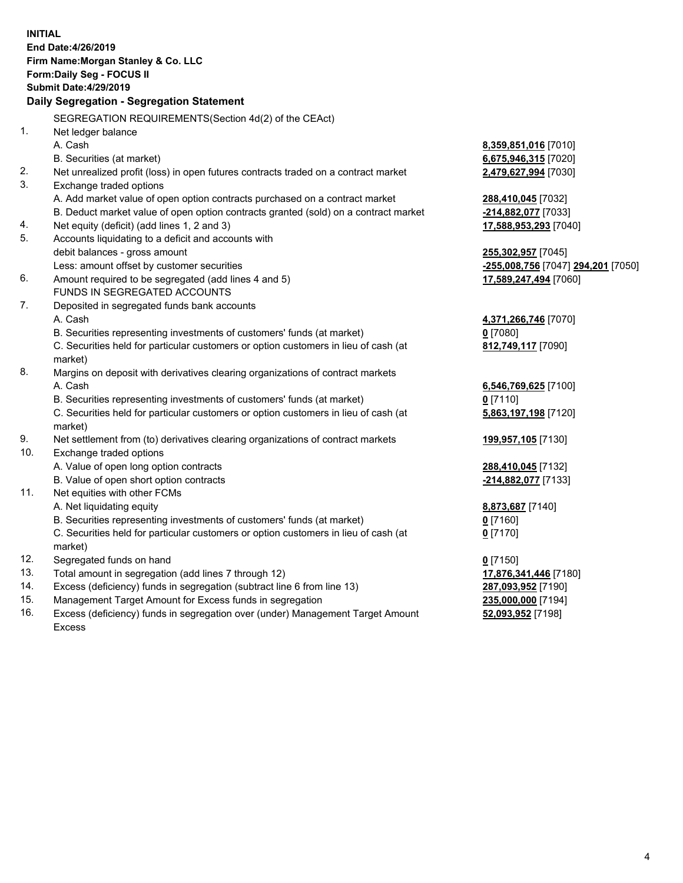**INITIAL**
**End Date:4/26/2019**
**Firm Name:Morgan Stanley & Co. LLC**
**Form:Daily Seg - FOCUS II**
**Submit Date:4/29/2019**

**Daily Segregation - Segregation Statement**

SEGREGATION REQUIREMENTS(Section 4d(2) of the CEAct)

| | | |
|---|---|---|
| 1. | Net ledger balance | |
| | A. Cash | **8,359,851,016** [7010] |
| | B. Securities (at market) | **6,675,946,315** [7020] |
| 2. | Net unrealized profit (loss) in open futures contracts traded on a contract market | **2,479,627,994** [7030] |
| 3. | Exchange traded options | |
| | A. Add market value of open option contracts purchased on a contract market | **288,410,045** [7032] |
| | B. Deduct market value of open option contracts granted (sold) on a contract market | **-214,882,077** [7033] |
| 4. | Net equity (deficit) (add lines 1, 2 and 3) | **17,588,953,293** [7040] |
| 5. | Accounts liquidating to a deficit and accounts with debit balances - gross amount | **255,302,957** [7045] |
| | Less: amount offset by customer securities | **-255,008,756** [7047] **294,201** [7050] |
| 6. | Amount required to be segregated (add lines 4 and 5) | **17,589,247,494** [7060] |
| | FUNDS IN SEGREGATED ACCOUNTS | |
| 7. | Deposited in segregated funds bank accounts | |
| | A. Cash | **4,371,266,746** [7070] |
| | B. Securities representing investments of customers' funds (at market) | **0** [7080] |
| | C. Securities held for particular customers or option customers in lieu of cash (at market) | **812,749,117** [7090] |
| 8. | Margins on deposit with derivatives clearing organizations of contract markets | |
| | A. Cash | **6,546,769,625** [7100] |
| | B. Securities representing investments of customers' funds (at market) | **0** [7110] |
| | C. Securities held for particular customers or option customers in lieu of cash (at market) | **5,863,197,198** [7120] |
| 9. | Net settlement from (to) derivatives clearing organizations of contract markets | **199,957,105** [7130] |
| 10. | Exchange traded options | |
| | A. Value of open long option contracts | **288,410,045** [7132] |
| | B. Value of open short option contracts | **-214,882,077** [7133] |
| 11. | Net equities with other FCMs | |
| | A. Net liquidating equity | **8,873,687** [7140] |
| | B. Securities representing investments of customers' funds (at market) | **0** [7160] |
| | C. Securities held for particular customers or option customers in lieu of cash (at market) | **0** [7170] |
| 12. | Segregated funds on hand | **0** [7150] |
| 13. | Total amount in segregation (add lines 7 through 12) | **17,876,341,446** [7180] |
| 14. | Excess (deficiency) funds in segregation (subtract line 6 from line 13) | **287,093,952** [7190] |
| 15. | Management Target Amount for Excess funds in segregation | **235,000,000** [7194] |
| 16. | Excess (deficiency) funds in segregation over (under) Management Target Amount Excess | **52,093,952** [7198] |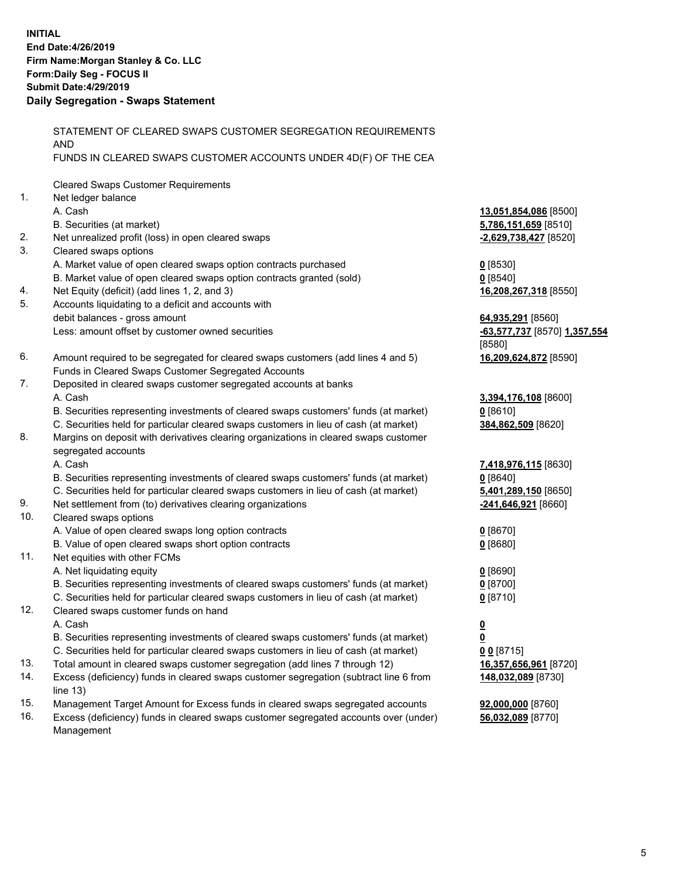**INITIAL**
**End Date:4/26/2019**
**Firm Name:Morgan Stanley & Co. LLC**
**Form:Daily Seg - FOCUS II**
**Submit Date:4/29/2019**
**Daily Segregation - Swaps Statement**

STATEMENT OF CLEARED SWAPS CUSTOMER SEGREGATION REQUIREMENTS AND FUNDS IN CLEARED SWAPS CUSTOMER ACCOUNTS UNDER 4D(F) OF THE CEA

| | | |
|---|---|---|
| | Cleared Swaps Customer Requirements | |
| 1. | Net ledger balance | |
| | A. Cash | **13,051,854,086** [8500] |
| | B. Securities (at market) | **5,786,151,659** [8510] |
| 2. | Net unrealized profit (loss) in open cleared swaps | **-2,629,738,427** [8520] |
| 3. | Cleared swaps options | |
| | A. Market value of open cleared swaps option contracts purchased | **0** [8530] |
| | B. Market value of open cleared swaps option contracts granted (sold) | **0** [8540] |
| 4. | Net Equity (deficit) (add lines 1, 2, and 3) | **16,208,267,318** [8550] |
| 5. | Accounts liquidating to a deficit and accounts with debit balances - gross amount | **64,935,291** [8560] |
| | Less: amount offset by customer owned securities | **-63,577,737** [8570] **1,357,554** [8580] |
| 6. | Amount required to be segregated for cleared swaps customers (add lines 4 and 5) | **16,209,624,872** [8590] |
| | Funds in Cleared Swaps Customer Segregated Accounts | |
| 7. | Deposited in cleared swaps customer segregated accounts at banks | |
| | A. Cash | **3,394,176,108** [8600] |
| | B. Securities representing investments of cleared swaps customers' funds (at market) | **0** [8610] |
| | C. Securities held for particular cleared swaps customers in lieu of cash (at market) | **384,862,509** [8620] |
| 8. | Margins on deposit with derivatives clearing organizations in cleared swaps customer segregated accounts | |
| | A. Cash | **7,418,976,115** [8630] |
| | B. Securities representing investments of cleared swaps customers' funds (at market) | **0** [8640] |
| | C. Securities held for particular cleared swaps customers in lieu of cash (at market) | **5,401,289,150** [8650] |
| 9. | Net settlement from (to) derivatives clearing organizations | **-241,646,921** [8660] |
| 10. | Cleared swaps options | |
| | A. Value of open cleared swaps long option contracts | **0** [8670] |
| | B. Value of open cleared swaps short option contracts | **0** [8680] |
| 11. | Net equities with other FCMs | |
| | A. Net liquidating equity | **0** [8690] |
| | B. Securities representing investments of cleared swaps customers' funds (at market) | **0** [8700] |
| | C. Securities held for particular cleared swaps customers in lieu of cash (at market) | **0** [8710] |
| 12. | Cleared swaps customer funds on hand | |
| | A. Cash | **0** |
| | B. Securities representing investments of cleared swaps customers' funds (at market) | **0** |
| | C. Securities held for particular cleared swaps customers in lieu of cash (at market) | **0** **0** [8715] |
| 13. | Total amount in cleared swaps customer segregation (add lines 7 through 12) | **16,357,656,961** [8720] |
| 14. | Excess (deficiency) funds in cleared swaps customer segregation (subtract line 6 from line 13) | **148,032,089** [8730] |
| 15. | Management Target Amount for Excess funds in cleared swaps segregated accounts | **92,000,000** [8760] |
| 16. | Excess (deficiency) funds in cleared swaps customer segregated accounts over (under) Management | **56,032,089** [8770] |